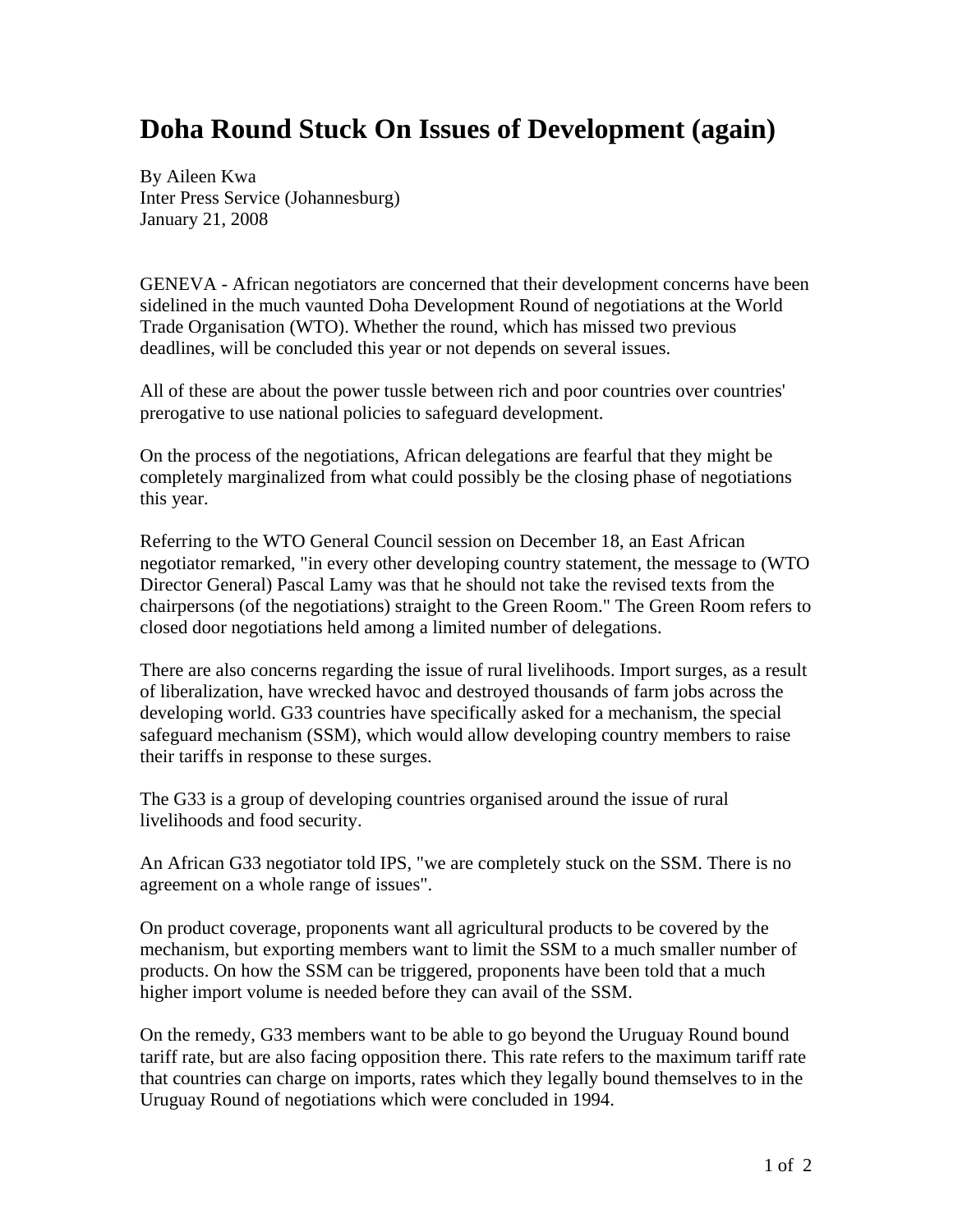# Doha Round Stuck On Issues of Development (again)

By Aileen Kwa
Inter Press Service (Johannesburg)
January 21, 2008

GENEVA - African negotiators are concerned that their development concerns have been sidelined in the much vaunted Doha Development Round of negotiations at the World Trade Organisation (WTO). Whether the round, which has missed two previous deadlines, will be concluded this year or not depends on several issues.

All of these are about the power tussle between rich and poor countries over countries' prerogative to use national policies to safeguard development.

On the process of the negotiations, African delegations are fearful that they might be completely marginalized from what could possibly be the closing phase of negotiations this year.

Referring to the WTO General Council session on December 18, an East African negotiator remarked, "in every other developing country statement, the message to (WTO Director General) Pascal Lamy was that he should not take the revised texts from the chairpersons (of the negotiations) straight to the Green Room." The Green Room refers to closed door negotiations held among a limited number of delegations.

There are also concerns regarding the issue of rural livelihoods. Import surges, as a result of liberalization, have wrecked havoc and destroyed thousands of farm jobs across the developing world. G33 countries have specifically asked for a mechanism, the special safeguard mechanism (SSM), which would allow developing country members to raise their tariffs in response to these surges.

The G33 is a group of developing countries organised around the issue of rural livelihoods and food security.

An African G33 negotiator told IPS, "we are completely stuck on the SSM. There is no agreement on a whole range of issues".

On product coverage, proponents want all agricultural products to be covered by the mechanism, but exporting members want to limit the SSM to a much smaller number of products. On how the SSM can be triggered, proponents have been told that a much higher import volume is needed before they can avail of the SSM.

On the remedy, G33 members want to be able to go beyond the Uruguay Round bound tariff rate, but are also facing opposition there. This rate refers to the maximum tariff rate that countries can charge on imports, rates which they legally bound themselves to in the Uruguay Round of negotiations which were concluded in 1994.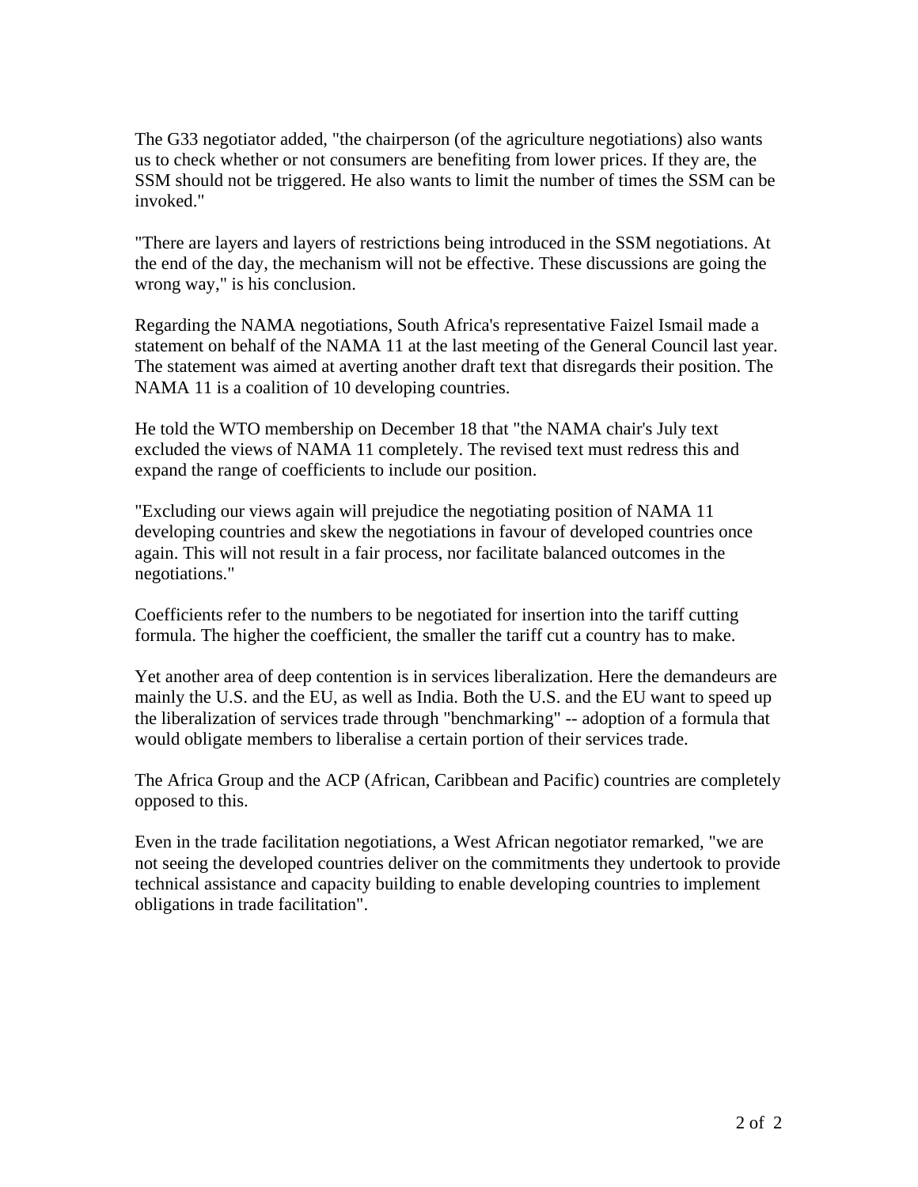The G33 negotiator added, "the chairperson (of the agriculture negotiations) also wants us to check whether or not consumers are benefiting from lower prices. If they are, the SSM should not be triggered. He also wants to limit the number of times the SSM can be invoked."

"There are layers and layers of restrictions being introduced in the SSM negotiations. At the end of the day, the mechanism will not be effective. These discussions are going the wrong way," is his conclusion.

Regarding the NAMA negotiations, South Africa's representative Faizel Ismail made a statement on behalf of the NAMA 11 at the last meeting of the General Council last year. The statement was aimed at averting another draft text that disregards their position. The NAMA 11 is a coalition of 10 developing countries.

He told the WTO membership on December 18 that "the NAMA chair's July text excluded the views of NAMA 11 completely. The revised text must redress this and expand the range of coefficients to include our position.

"Excluding our views again will prejudice the negotiating position of NAMA 11 developing countries and skew the negotiations in favour of developed countries once again. This will not result in a fair process, nor facilitate balanced outcomes in the negotiations."

Coefficients refer to the numbers to be negotiated for insertion into the tariff cutting formula. The higher the coefficient, the smaller the tariff cut a country has to make.

Yet another area of deep contention is in services liberalization. Here the demandeurs are mainly the U.S. and the EU, as well as India. Both the U.S. and the EU want to speed up the liberalization of services trade through "benchmarking" -- adoption of a formula that would obligate members to liberalise a certain portion of their services trade.

The Africa Group and the ACP (African, Caribbean and Pacific) countries are completely opposed to this.

Even in the trade facilitation negotiations, a West African negotiator remarked, "we are not seeing the developed countries deliver on the commitments they undertook to provide technical assistance and capacity building to enable developing countries to implement obligations in trade facilitation".